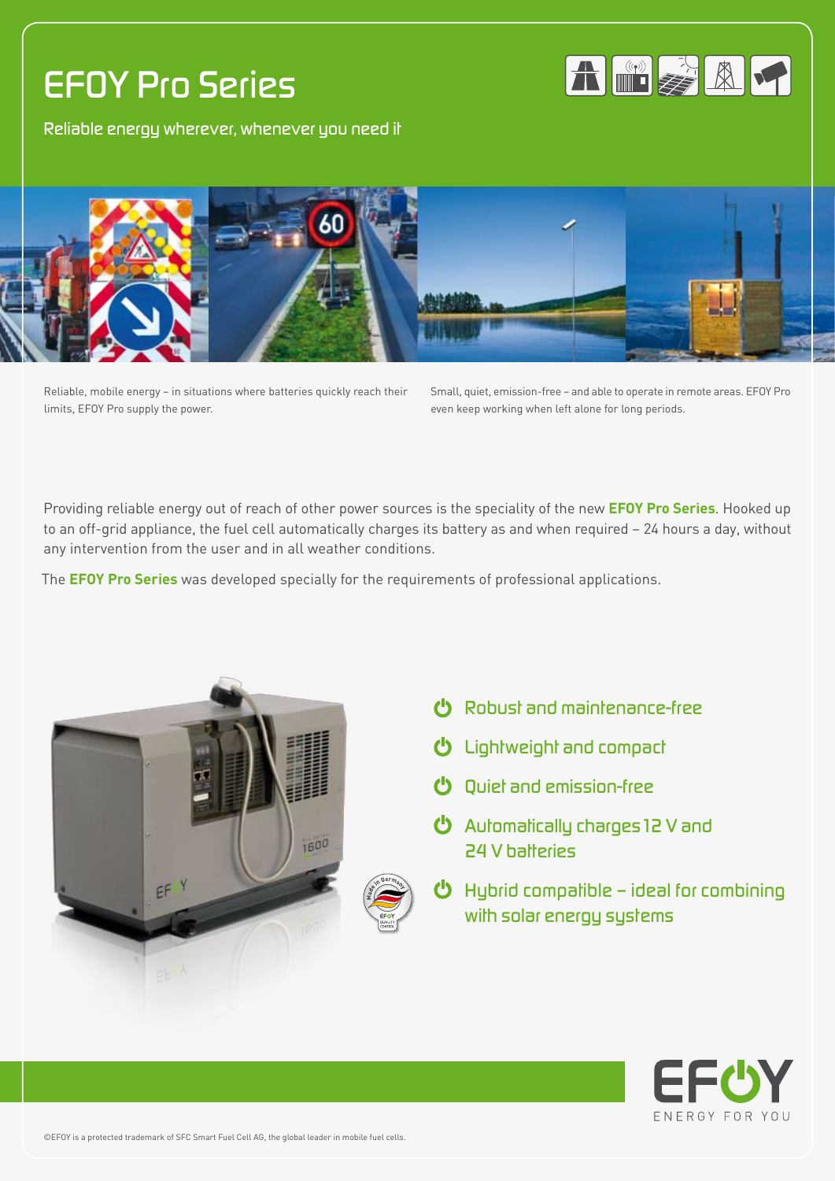# EFOY Pro Series

Reliable energy wherever, whenever you need it

Reliable, mobile energy – in situations where batteries quickly reach their limits, EFOY Pro supply the power.

Small, quiet, emission-free – and able to operate in remote areas. EFOY Pro even keep working when left alone for long periods.

Providing reliable energy out of reach of other power sources is the speciality of the new **EFOY Pro Series**. Hooked up to an off-grid appliance, the fuel cell automatically charges its battery as and when required – 24 hours a day, without any intervention from the user and in all weather conditions.

The **EFOY Pro Series** was developed specially for the requirements of professional applications.

- Robust and maintenance-free
- Lightweight and compact
- Quiet and emission-free
- Automatically charges 12 V and 24 V batteries
- Hybrid compatible – ideal for combining with solar energy systems

EFOY ENERGY FOR YOU

©EFOY is a protected trademark of SFC Smart Fuel Cell AG, the global leader in mobile fuel cells.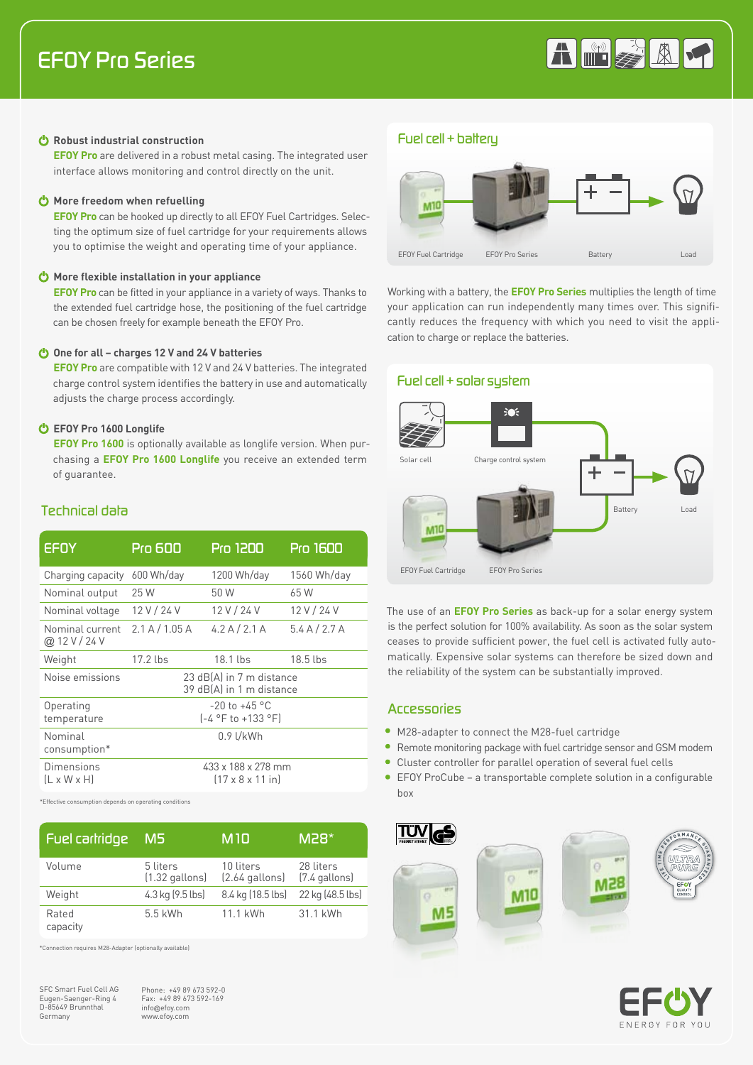# EFOY Pro Series

### Robust industrial construction

**EFOY Pro** are delivered in a robust metal casing. The integrated user interface allows monitoring and control directly on the unit.

### More freedom when refuelling

**EFOY Pro** can be hooked up directly to all EFOY Fuel Cartridges. Selecting the optimum size of fuel cartridge for your requirements allows you to optimise the weight and operating time of your appliance.

### More flexible installation in your appliance

**EFOY Pro** can be fitted in your appliance in a variety of ways. Thanks to the extended fuel cartridge hose, the positioning of the fuel cartridge can be chosen freely for example beneath the EFOY Pro.

### One for all – charges 12 V and 24 V batteries

**EFOY Pro** are compatible with 12 V and 24 V batteries. The integrated charge control system identifies the battery in use and automatically adjusts the charge process accordingly.

### EFOY Pro 1600 Longlife

**EFOY Pro 1600** is optionally available as longlife version. When purchasing a **EFOY Pro 1600 Longlife** you receive an extended term of guarantee.

## Technical data

| EFOY | Pro 600 | Pro 1200 | Pro 1600 |
|---|---|---|---|
| Charging capacity | 600 Wh/day | 1200 Wh/day | 1560 Wh/day |
| Nominal output | 25 W | 50 W | 65 W |
| Nominal voltage | 12 V / 24 V | 12 V / 24 V | 12 V / 24 V |
| Nominal current @ 12 V / 24 V | 2.1 A / 1.05 A | 4.2 A / 2.1 A | 5.4 A / 2.7 A |
| Weight | 17.2 lbs | 18.1 lbs | 18.5 lbs |
| Noise emissions | 23 dB(A) in 7 m distance<br>39 dB(A) in 1 m distance | | |
| Operating temperature | -20 to +45 °C<br>(-4 °F to +133 °F) | | |
| Nominal consumption* | 0.9 l/kWh | | |
| Dimensions (L x W x H) | 433 x 188 x 278 mm<br>(17 x 8 x 11 in) | | |

*Effective consumption depends on operating conditions

| Fuel cartridge | M5 | M10 | M28* |
|---|---|---|---|
| Volume | 5 liters (1.32 gallons) | 10 liters (2.64 gallons) | 28 liters (7.4 gallons) |
| Weight | 4.3 kg (9.5 lbs) | 8.4 kg (18.5 lbs) | 22 kg (48.5 lbs) |
| Rated capacity | 5.5 kWh | 11.1 kWh | 31.1 kWh |

*Connection requires M28-Adapter (optionally available)

## Fuel cell + battery

EFOY Fuel Cartridge
EFOY Pro Series
Battery
Load

Working with a battery, the **EFOY Pro Series** multiplies the length of time your application can run independently many times over. This significantly reduces the frequency with which you need to visit the application to charge or replace the batteries.

## Fuel cell + solar system

Solar cell
Charge control system
Battery
Load
EFOY Fuel Cartridge
EFOY Pro Series

The use of an **EFOY Pro Series** as back-up for a solar energy system is the perfect solution for 100% availability. As soon as the solar system ceases to provide sufficient power, the fuel cell is activated fully automatically. Expensive solar systems can therefore be sized down and the reliability of the system can be substantially improved.

## Accessories

- M28-adapter to connect the M28-fuel cartridge
- Remote monitoring package with fuel cartridge sensor and GSM modem
- Cluster controller for parallel operation of several fuel cells
- EFOY ProCube – a transportable complete solution in a configurable box

SFC Smart Fuel Cell AG
Eugen-Saenger-Ring 4
D-85649 Brunnthal
Germany

Phone: +49 89 673 592-0
Fax: +49 89 673 592-169
info@efoy.com
www.efoy.com

EFOY
ENERGY FOR YOU